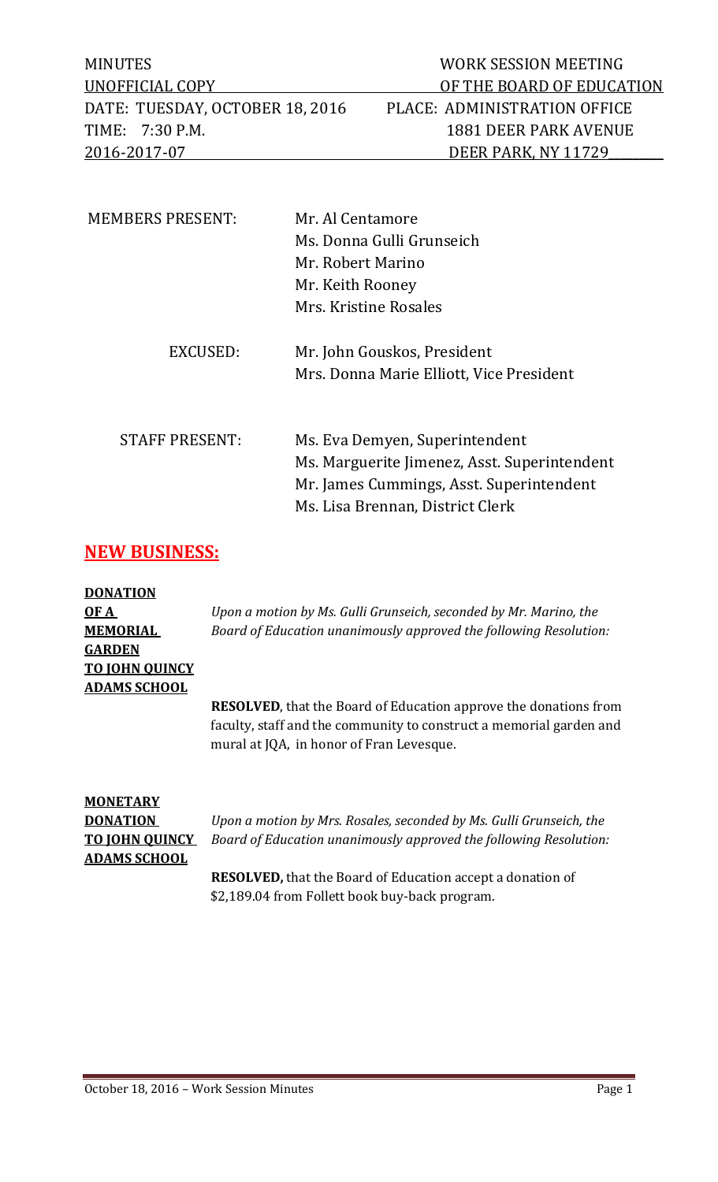| MINUTES | WORK SESSION MEETING |
| --- | --- |
| UNOFFICIAL COPY | OF THE BOARD OF EDUCATION |
| DATE: TUESDAY, OCTOBER 18, 2016 | PLACE: ADMINISTRATION OFFICE |
| TIME: 7:30 P.M. | 1881 DEER PARK AVENUE |
| 2016-2017-07 | DEER PARK, NY 11729 |

MEMBERS PRESENT: Mr. Al Centamore
Ms. Donna Gulli Grunseich
Mr. Robert Marino
Mr. Keith Rooney
Mrs. Kristine Rosales

EXCUSED: Mr. John Gouskos, President
Mrs. Donna Marie Elliott, Vice President

STAFF PRESENT: Ms. Eva Demyen, Superintendent
Ms. Marguerite Jimenez, Asst. Superintendent
Mr. James Cummings, Asst. Superintendent
Ms. Lisa Brennan, District Clerk

## NEW BUSINESS:

**DONATION OF A MEMORIAL GARDEN TO JOHN QUINCY ADAMS SCHOOL**

*Upon a motion by Ms. Gulli Grunseich, seconded by Mr. Marino, the Board of Education unanimously approved the following Resolution:*

**RESOLVED**, that the Board of Education approve the donations from faculty, staff and the community to construct a memorial garden and mural at JQA, in honor of Fran Levesque.

**MONETARY DONATION TO JOHN QUINCY ADAMS SCHOOL**

*Upon a motion by Mrs. Rosales, seconded by Ms. Gulli Grunseich, the Board of Education unanimously approved the following Resolution:*

**RESOLVED,** that the Board of Education accept a donation of $2,189.04 from Follett book buy-back program.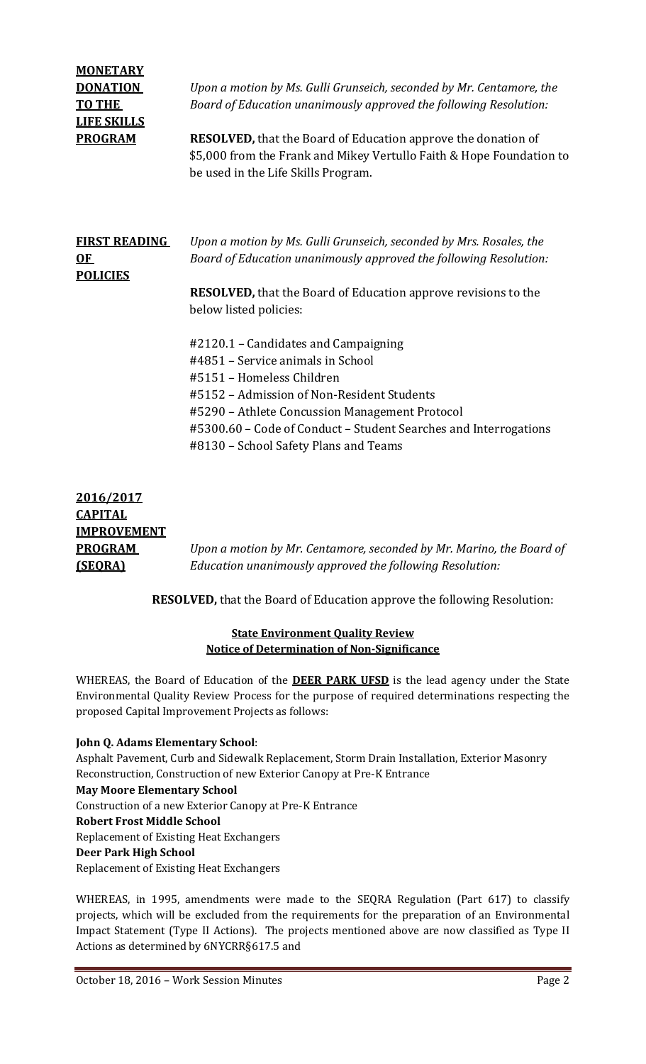**MONETARY DONATION TO THE LIFE SKILLS PROGRAM**

*Upon a motion by Ms. Gulli Grunseich, seconded by Mr. Centamore, the Board of Education unanimously approved the following Resolution:*

**RESOLVED,** that the Board of Education approve the donation of $5,000 from the Frank and Mikey Vertullo Faith & Hope Foundation to be used in the Life Skills Program.

**FIRST READING OF POLICIES**

*Upon a motion by Ms. Gulli Grunseich, seconded by Mrs. Rosales, the Board of Education unanimously approved the following Resolution:*

**RESOLVED,** that the Board of Education approve revisions to the below listed policies:

#2120.1 – Candidates and Campaigning
#4851 – Service animals in School
#5151 – Homeless Children
#5152 – Admission of Non-Resident Students
#5290 – Athlete Concussion Management Protocol
#5300.60 – Code of Conduct – Student Searches and Interrogations
#8130 – School Safety Plans and Teams

**2016/2017 CAPITAL IMPROVEMENT PROGRAM (SEQRA)**

*Upon a motion by Mr. Centamore, seconded by Mr. Marino, the Board of Education unanimously approved the following Resolution:*

**RESOLVED,** that the Board of Education approve the following Resolution:

**State Environment Quality Review**
**Notice of Determination of Non-Significance**

WHEREAS, the Board of Education of the **DEER PARK UFSD** is the lead agency under the State Environmental Quality Review Process for the purpose of required determinations respecting the proposed Capital Improvement Projects as follows:

**John Q. Adams Elementary School**:
Asphalt Pavement, Curb and Sidewalk Replacement, Storm Drain Installation, Exterior Masonry Reconstruction, Construction of new Exterior Canopy at Pre-K Entrance
**May Moore Elementary School**
Construction of a new Exterior Canopy at Pre-K Entrance
**Robert Frost Middle School**
Replacement of Existing Heat Exchangers
**Deer Park High School**
Replacement of Existing Heat Exchangers

WHEREAS, in 1995, amendments were made to the SEQRA Regulation (Part 617) to classify projects, which will be excluded from the requirements for the preparation of an Environmental Impact Statement (Type II Actions). The projects mentioned above are now classified as Type II Actions as determined by 6NYCRR§617.5 and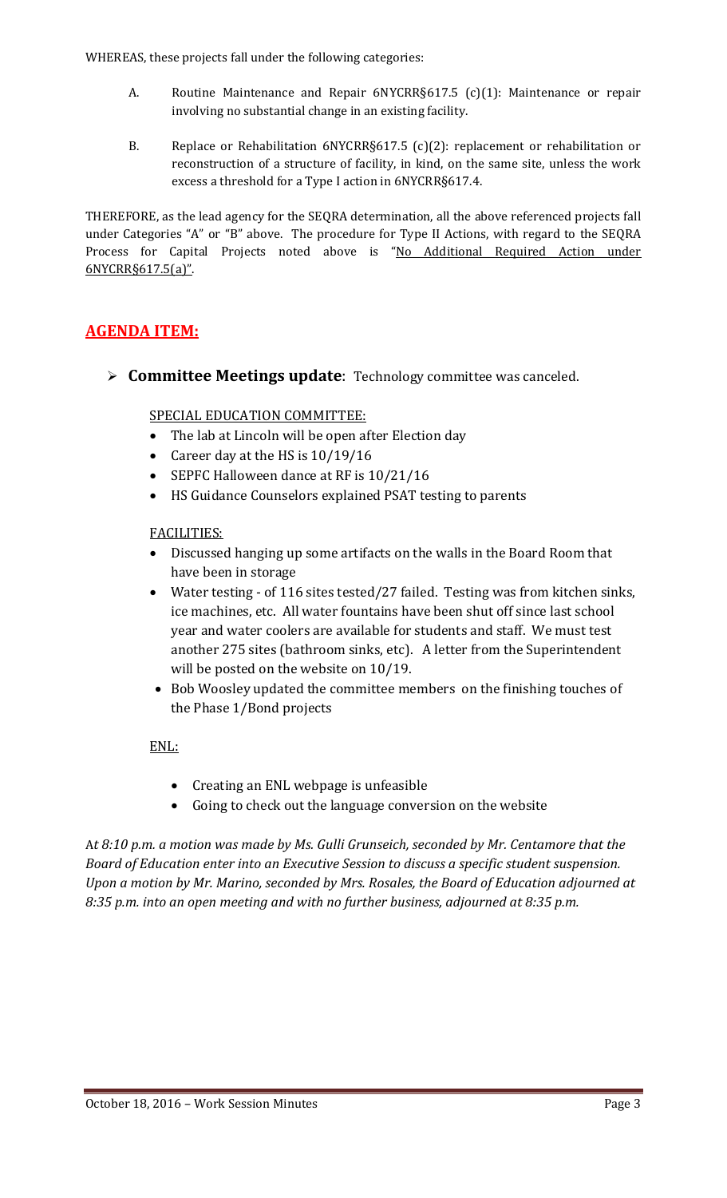WHEREAS, these projects fall under the following categories:

A. Routine Maintenance and Repair 6NYCRR§617.5 (c)(1): Maintenance or repair involving no substantial change in an existing facility.

B. Replace or Rehabilitation 6NYCRR§617.5 (c)(2): replacement or rehabilitation or reconstruction of a structure of facility, in kind, on the same site, unless the work excess a threshold for a Type I action in 6NYCRR§617.4.

THEREFORE, as the lead agency for the SEQRA determination, all the above referenced projects fall under Categories "A" or "B" above. The procedure for Type II Actions, with regard to the SEQRA Process for Capital Projects noted above is "No Additional Required Action under 6NYCRR§617.5(a)".

## AGENDA ITEM:

- **Committee Meetings update**: Technology committee was canceled.

SPECIAL EDUCATION COMMITTEE:

- The lab at Lincoln will be open after Election day
- Career day at the HS is 10/19/16
- SEPFC Halloween dance at RF is 10/21/16
- HS Guidance Counselors explained PSAT testing to parents

FACILITIES:

- Discussed hanging up some artifacts on the walls in the Board Room that have been in storage
- Water testing - of 116 sites tested/27 failed. Testing was from kitchen sinks, ice machines, etc. All water fountains have been shut off since last school year and water coolers are available for students and staff. We must test another 275 sites (bathroom sinks, etc). A letter from the Superintendent will be posted on the website on 10/19.
- Bob Woosley updated the committee members on the finishing touches of the Phase 1/Bond projects

ENL:

- Creating an ENL webpage is unfeasible
- Going to check out the language conversion on the website

*At 8:10 p.m. a motion was made by Ms. Gulli Grunseich, seconded by Mr. Centamore that the Board of Education enter into an Executive Session to discuss a specific student suspension. Upon a motion by Mr. Marino, seconded by Mrs. Rosales, the Board of Education adjourned at 8:35 p.m. into an open meeting and with no further business, adjourned at 8:35 p.m.*